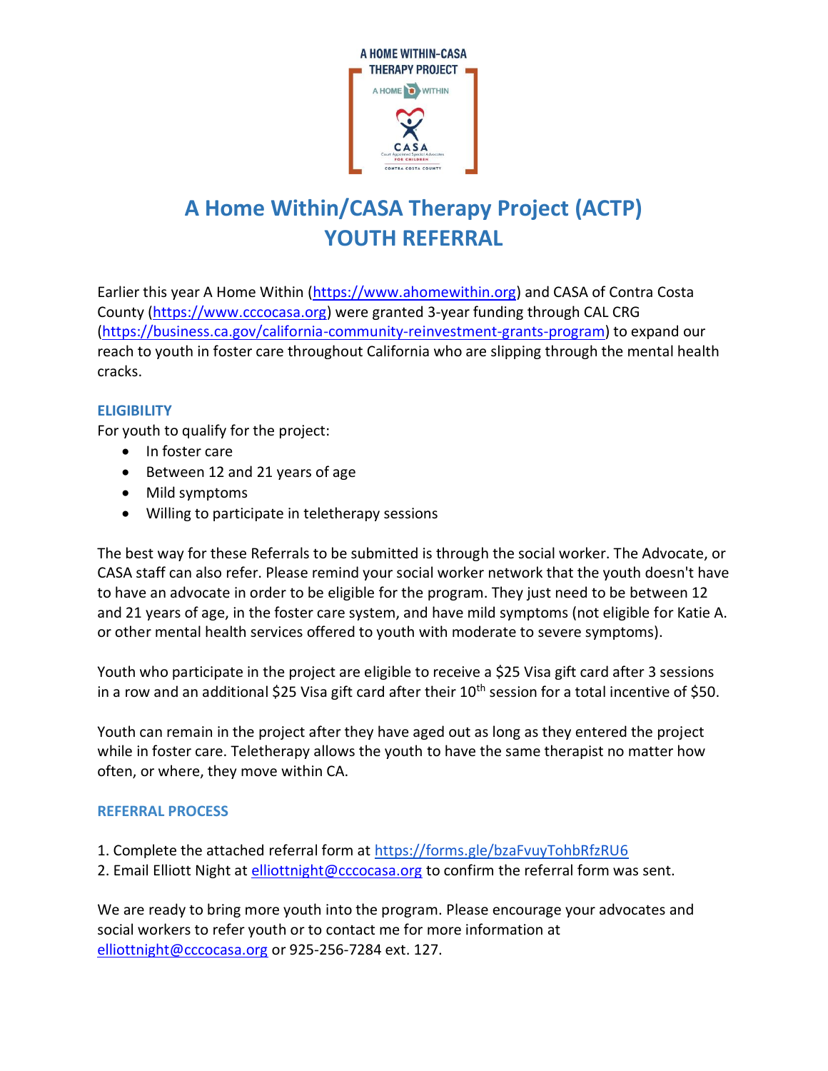# A Home Within/CASA Therapy Project (ACTP)
# YOUTH REFERRAL

Earlier this year A Home Within (https://www.ahomewithin.org) and CASA of Contra Costa County (https://www.cccocasa.org) were granted 3-year funding through CAL CRG (https://business.ca.gov/california-community-reinvestment-grants-program) to expand our reach to youth in foster care throughout California who are slipping through the mental health cracks.

## ELIGIBILITY

For youth to qualify for the project:

- In foster care
- Between 12 and 21 years of age
- Mild symptoms
- Willing to participate in teletherapy sessions

The best way for these Referrals to be submitted is through the social worker. The Advocate, or CASA staff can also refer. Please remind your social worker network that the youth doesn't have to have an advocate in order to be eligible for the program. They just need to be between 12 and 21 years of age, in the foster care system, and have mild symptoms (not eligible for Katie A. or other mental health services offered to youth with moderate to severe symptoms).

Youth who participate in the project are eligible to receive a $25 Visa gift card after 3 sessions in a row and an additional $25 Visa gift card after their 10th session for a total incentive of $50.

Youth can remain in the project after they have aged out as long as they entered the project while in foster care. Teletherapy allows the youth to have the same therapist no matter how often, or where, they move within CA.

## REFERRAL PROCESS

1. Complete the attached referral form at https://forms.gle/bzaFvuyTohbRfzRU6
2. Email Elliott Night at elliottnight@cccocasa.org to confirm the referral form was sent.

We are ready to bring more youth into the program. Please encourage your advocates and social workers to refer youth or to contact me for more information at elliottnight@cccocasa.org or 925-256-7284 ext. 127.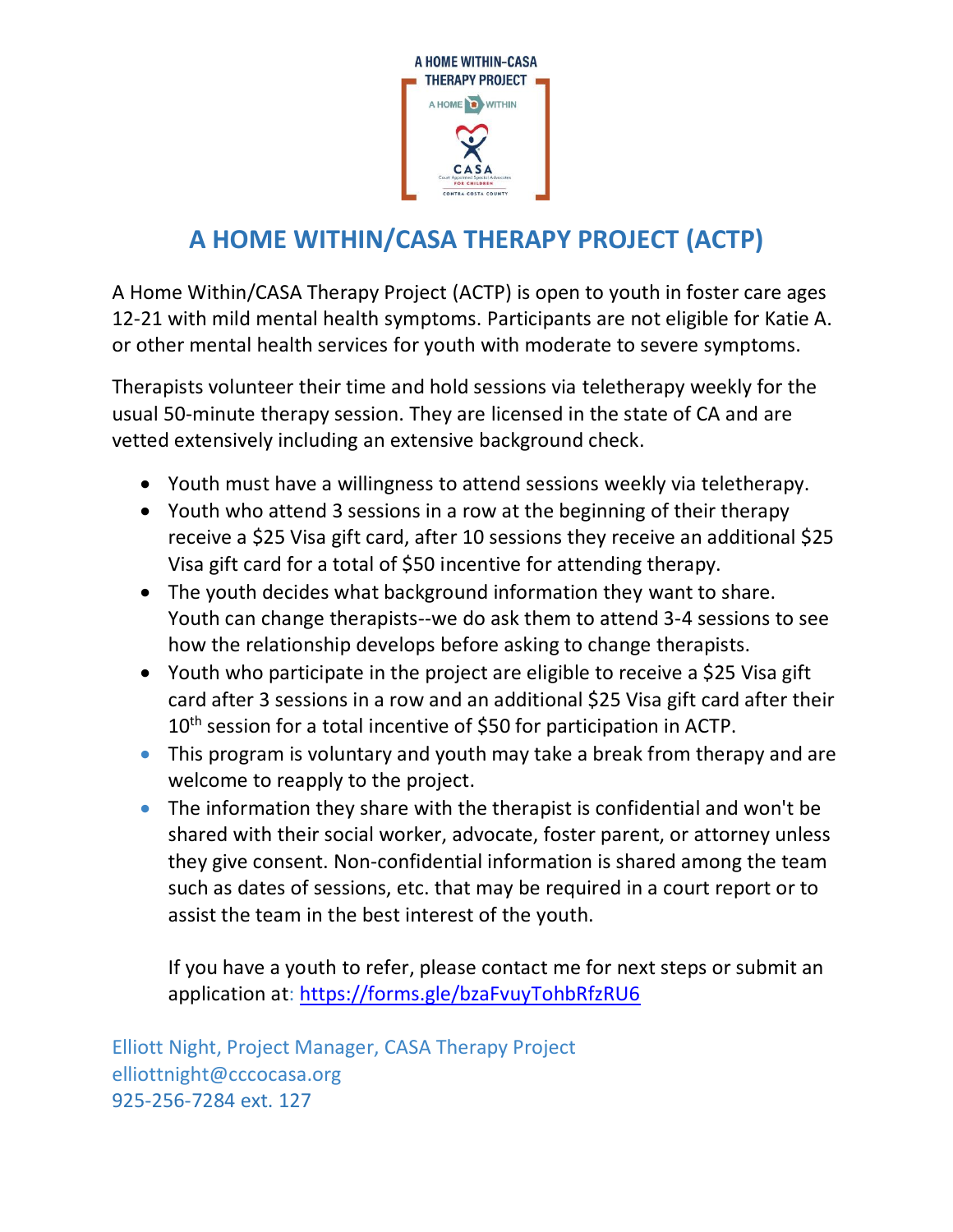# A HOME WITHIN/CASA THERAPY PROJECT (ACTP)

A Home Within/CASA Therapy Project (ACTP) is open to youth in foster care ages 12-21 with mild mental health symptoms. Participants are not eligible for Katie A. or other mental health services for youth with moderate to severe symptoms.

Therapists volunteer their time and hold sessions via teletherapy weekly for the usual 50-minute therapy session. They are licensed in the state of CA and are vetted extensively including an extensive background check.

- Youth must have a willingness to attend sessions weekly via teletherapy.
- Youth who attend 3 sessions in a row at the beginning of their therapy receive a $25 Visa gift card, after 10 sessions they receive an additional $25 Visa gift card for a total of $50 incentive for attending therapy.
- The youth decides what background information they want to share. Youth can change therapists--we do ask them to attend 3-4 sessions to see how the relationship develops before asking to change therapists.
- Youth who participate in the project are eligible to receive a $25 Visa gift card after 3 sessions in a row and an additional $25 Visa gift card after their 10th session for a total incentive of $50 for participation in ACTP.
- This program is voluntary and youth may take a break from therapy and are welcome to reapply to the project.
- The information they share with the therapist is confidential and won't be shared with their social worker, advocate, foster parent, or attorney unless they give consent. Non-confidential information is shared among the team such as dates of sessions, etc. that may be required in a court report or to assist the team in the best interest of the youth.

  If you have a youth to refer, please contact me for next steps or submit an application at: https://forms.gle/bzaFvuyTohbRfzRU6

Elliott Night, Project Manager, CASA Therapy Project
elliottnight@cccocasa.org
925-256-7284 ext. 127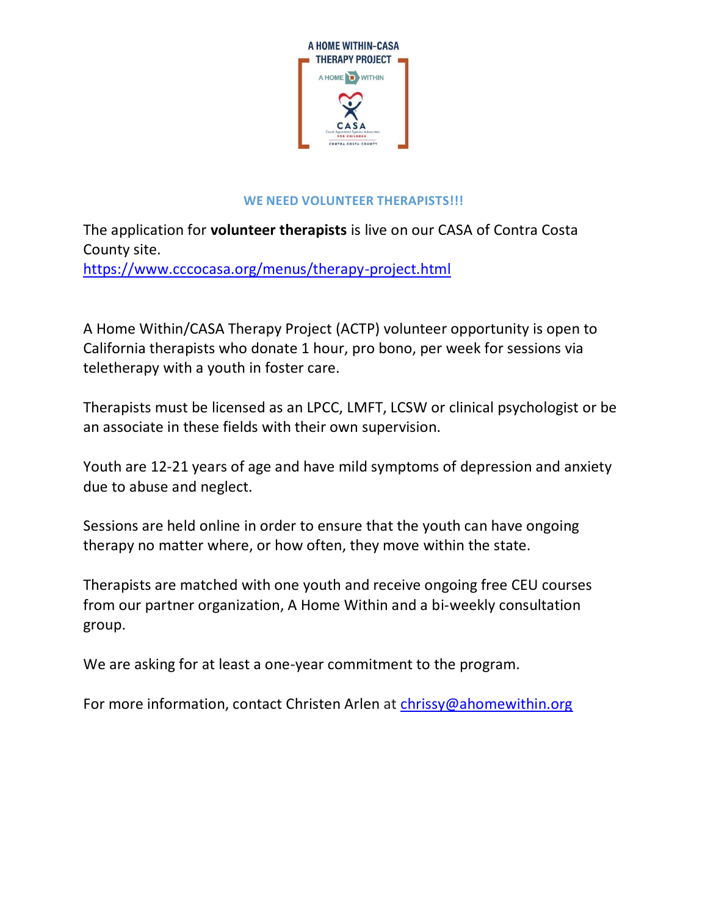A HOME WITHIN-CASA THERAPY PROJECT

## WE NEED VOLUNTEER THERAPISTS!!!

The application for **volunteer therapists** is live on our CASA of Contra Costa County site.
https://www.cccocasa.org/menus/therapy-project.html

A Home Within/CASA Therapy Project (ACTP) volunteer opportunity is open to California therapists who donate 1 hour, pro bono, per week for sessions via teletherapy with a youth in foster care.

Therapists must be licensed as an LPCC, LMFT, LCSW or clinical psychologist or be an associate in these fields with their own supervision.

Youth are 12-21 years of age and have mild symptoms of depression and anxiety due to abuse and neglect.

Sessions are held online in order to ensure that the youth can have ongoing therapy no matter where, or how often, they move within the state.

Therapists are matched with one youth and receive ongoing free CEU courses from our partner organization, A Home Within and a bi-weekly consultation group.

We are asking for at least a one-year commitment to the program.

For more information, contact Christen Arlen at chrissy@ahomewithin.org